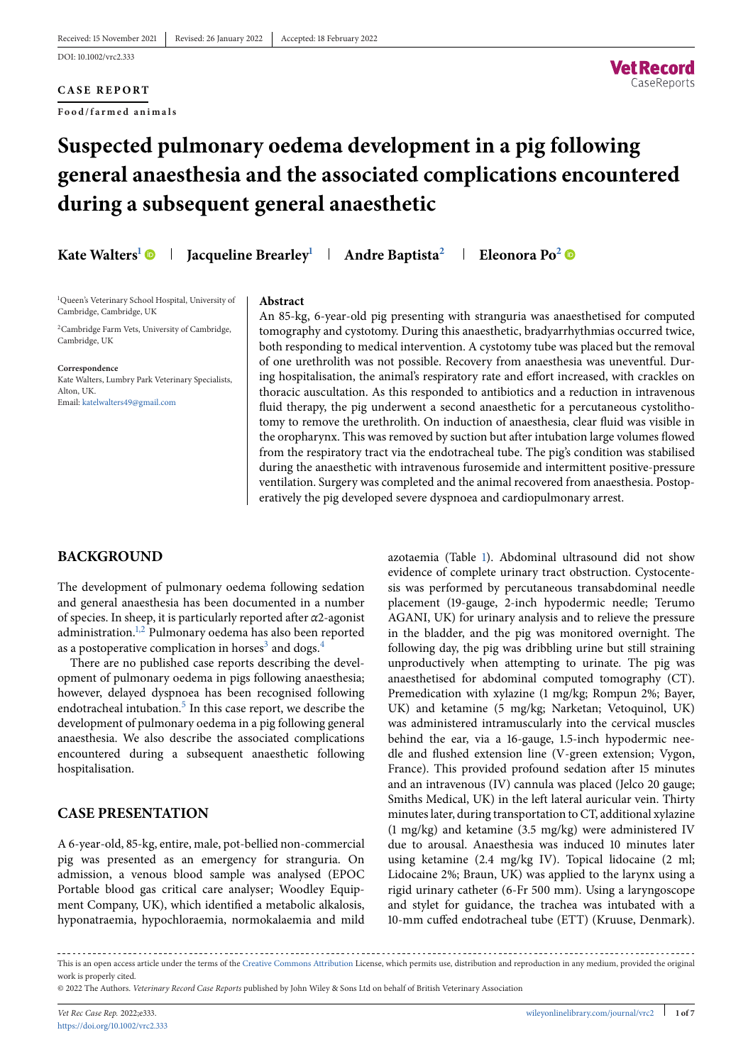Received: 15 November 2021 | Revised: 26 January 2022 | Accepted: 18 February 2022

DOI: 10.1002/vrc2.333

**CASE REPORT**

**Food/farmed animals**

# Suspected pulmonary oedema development in a pig following general anaesthesia and the associated complications encountered during a subsequent general anaesthetic

**Kate Walters**[1] | **Jacqueline Brearley**[1] | **Andre Baptista**[2] | **Eleonora Po**[2]

[1]Queen's Veterinary School Hospital, University of Cambridge, Cambridge, UK

[2]Cambridge Farm Vets, University of Cambridge, Cambridge, UK

**Correspondence**
Kate Walters, Lumbry Park Veterinary Specialists, Alton, UK.
Email: katelwalters49@gmail.com

## Abstract

An 85-kg, 6-year-old pig presenting with stranguria was anaesthetised for computed tomography and cystotomy. During this anaesthetic, bradyarrhythmias occurred twice, both responding to medical intervention. A cystotomy tube was placed but the removal of one urethrolith was not possible. Recovery from anaesthesia was uneventful. During hospitalisation, the animal's respiratory rate and effort increased, with crackles on thoracic auscultation. As this responded to antibiotics and a reduction in intravenous fluid therapy, the pig underwent a second anaesthetic for a percutaneous cystolithotomy to remove the urethrolith. On induction of anaesthesia, clear fluid was visible in the oropharynx. This was removed by suction but after intubation large volumes flowed from the respiratory tract via the endotracheal tube. The pig's condition was stabilised during the anaesthetic with intravenous furosemide and intermittent positive-pressure ventilation. Surgery was completed and the animal recovered from anaesthesia. Postoperatively the pig developed severe dyspnoea and cardiopulmonary arrest.

## BACKGROUND

The development of pulmonary oedema following sedation and general anaesthesia has been documented in a number of species. In sheep, it is particularly reported after α2-agonist administration.[1,2] Pulmonary oedema has also been reported as a postoperative complication in horses[3] and dogs.[4]

There are no published case reports describing the development of pulmonary oedema in pigs following anaesthesia; however, delayed dyspnoea has been recognised following endotracheal intubation.[5] In this case report, we describe the development of pulmonary oedema in a pig following general anaesthesia. We also describe the associated complications encountered during a subsequent anaesthetic following hospitalisation.

## CASE PRESENTATION

A 6-year-old, 85-kg, entire, male, pot-bellied non-commercial pig was presented as an emergency for stranguria. On admission, a venous blood sample was analysed (EPOC Portable blood gas critical care analyser; Woodley Equipment Company, UK), which identified a metabolic alkalosis, hyponatraemia, hypochloraemia, normokalaemia and mild azotaemia (Table 1). Abdominal ultrasound did not show evidence of complete urinary tract obstruction. Cystocentesis was performed by percutaneous transabdominal needle placement (19-gauge, 2-inch hypodermic needle; Terumo AGANI, UK) for urinary analysis and to relieve the pressure in the bladder, and the pig was monitored overnight. The following day, the pig was dribbling urine but still straining unproductively when attempting to urinate. The pig was anaesthetised for abdominal computed tomography (CT). Premedication with xylazine (1 mg/kg; Rompun 2%; Bayer, UK) and ketamine (5 mg/kg; Narketan; Vetoquinol, UK) was administered intramuscularly into the cervical muscles behind the ear, via a 16-gauge, 1.5-inch hypodermic needle and flushed extension line (V-green extension; Vygon, France). This provided profound sedation after 15 minutes and an intravenous (IV) cannula was placed (Jelco 20 gauge; Smiths Medical, UK) in the left lateral auricular vein. Thirty minutes later, during transportation to CT, additional xylazine (1 mg/kg) and ketamine (3.5 mg/kg) were administered IV due to arousal. Anaesthesia was induced 10 minutes later using ketamine (2.4 mg/kg IV). Topical lidocaine (2 ml; Lidocaine 2%; Braun, UK) was applied to the larynx using a rigid urinary catheter (6-Fr 500 mm). Using a laryngoscope and stylet for guidance, the trachea was intubated with a 10-mm cuffed endotracheal tube (ETT) (Kruuse, Denmark).

This is an open access article under the terms of the Creative Commons Attribution License, which permits use, distribution and reproduction in any medium, provided the original work is properly cited.

© 2022 The Authors. *Veterinary Record Case Reports* published by John Wiley & Sons Ltd on behalf of British Veterinary Association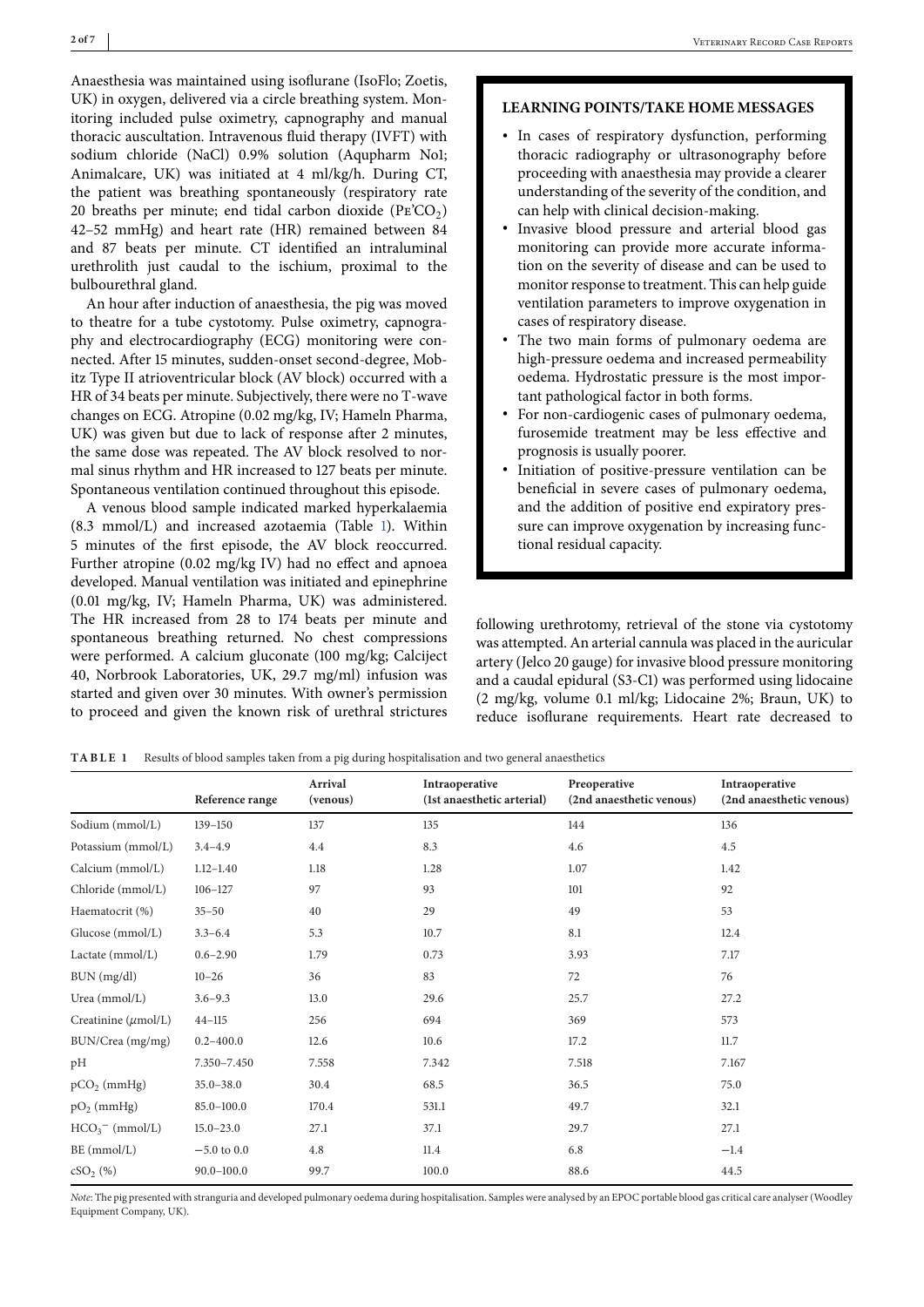Anaesthesia was maintained using isoflurane (IsoFlo; Zoetis, UK) in oxygen, delivered via a circle breathing system. Monitoring included pulse oximetry, capnography and manual thoracic auscultation. Intravenous fluid therapy (IVFT) with sodium chloride (NaCl) 0.9% solution (Aqupharm No1; Animalcare, UK) was initiated at 4 ml/kg/h. During CT, the patient was breathing spontaneously (respiratory rate 20 breaths per minute; end tidal carbon dioxide ($P_{E'}CO_2$) 42–52 mmHg) and heart rate (HR) remained between 84 and 87 beats per minute. CT identified an intraluminal urethrolith just caudal to the ischium, proximal to the bulbourethral gland.

An hour after induction of anaesthesia, the pig was moved to theatre for a tube cystotomy. Pulse oximetry, capnography and electrocardiography (ECG) monitoring were connected. After 15 minutes, sudden-onset second-degree, Mobitz Type II atrioventricular block (AV block) occurred with a HR of 34 beats per minute. Subjectively, there were no T-wave changes on ECG. Atropine (0.02 mg/kg, IV; Hameln Pharma, UK) was given but due to lack of response after 2 minutes, the same dose was repeated. The AV block resolved to normal sinus rhythm and HR increased to 127 beats per minute. Spontaneous ventilation continued throughout this episode.

A venous blood sample indicated marked hyperkalaemia (8.3 mmol/L) and increased azotaemia (Table 1). Within 5 minutes of the first episode, the AV block reoccurred. Further atropine (0.02 mg/kg IV) had no effect and apnoea developed. Manual ventilation was initiated and epinephrine (0.01 mg/kg, IV; Hameln Pharma, UK) was administered. The HR increased from 28 to 174 beats per minute and spontaneous breathing returned. No chest compressions were performed. A calcium gluconate (100 mg/kg; Calciject 40, Norbrook Laboratories, UK, 29.7 mg/ml) infusion was started and given over 30 minutes. With owner's permission to proceed and given the known risk of urethral strictures following urethrotomy, retrieval of the stone via cystotomy was attempted. An arterial cannula was placed in the auricular artery (Jelco 20 gauge) for invasive blood pressure monitoring and a caudal epidural (S3-C1) was performed using lidocaine (2 mg/kg, volume 0.1 ml/kg; Lidocaine 2%; Braun, UK) to reduce isoflurane requirements. Heart rate decreased to

**LEARNING POINTS/TAKE HOME MESSAGES**

- In cases of respiratory dysfunction, performing thoracic radiography or ultrasonography before proceeding with anaesthesia may provide a clearer understanding of the severity of the condition, and can help with clinical decision-making.
- Invasive blood pressure and arterial blood gas monitoring can provide more accurate information on the severity of disease and can be used to monitor response to treatment. This can help guide ventilation parameters to improve oxygenation in cases of respiratory disease.
- The two main forms of pulmonary oedema are high-pressure oedema and increased permeability oedema. Hydrostatic pressure is the most important pathological factor in both forms.
- For non-cardiogenic cases of pulmonary oedema, furosemide treatment may be less effective and prognosis is usually poorer.
- Initiation of positive-pressure ventilation can be beneficial in severe cases of pulmonary oedema, and the addition of positive end expiratory pressure can improve oxygenation by increasing functional residual capacity.

**TABLE 1** Results of blood samples taken from a pig during hospitalisation and two general anaesthetics

| | Reference range | Arrival (venous) | Intraoperative (1st anaesthetic arterial) | Preoperative (2nd anaesthetic venous) | Intraoperative (2nd anaesthetic venous) |
|---|---|---|---|---|---|
| Sodium (mmol/L) | 139–150 | 137 | 135 | 144 | 136 |
| Potassium (mmol/L) | 3.4–4.9 | 4.4 | 8.3 | 4.6 | 4.5 |
| Calcium (mmol/L) | 1.12–1.40 | 1.18 | 1.28 | 1.07 | 1.42 |
| Chloride (mmol/L) | 106–127 | 97 | 93 | 101 | 92 |
| Haematocrit (%) | 35–50 | 40 | 29 | 49 | 53 |
| Glucose (mmol/L) | 3.3–6.4 | 5.3 | 10.7 | 8.1 | 12.4 |
| Lactate (mmol/L) | 0.6–2.90 | 1.79 | 0.73 | 3.93 | 7.17 |
| BUN (mg/dl) | 10–26 | 36 | 83 | 72 | 76 |
| Urea (mmol/L) | 3.6–9.3 | 13.0 | 29.6 | 25.7 | 27.2 |
| Creatinine ($\mu$mol/L) | 44–115 | 256 | 694 | 369 | 573 |
| BUN/Crea (mg/mg) | 0.2–400.0 | 12.6 | 10.6 | 17.2 | 11.7 |
| pH | 7.350–7.450 | 7.558 | 7.342 | 7.518 | 7.167 |
| $pCO_2$ (mmHg) | 35.0–38.0 | 30.4 | 68.5 | 36.5 | 75.0 |
| $pO_2$ (mmHg) | 85.0–100.0 | 170.4 | 531.1 | 49.7 | 32.1 |
| $HCO_3^-$ (mmol/L) | 15.0–23.0 | 27.1 | 37.1 | 29.7 | 27.1 |
| BE (mmol/L) | −5.0 to 0.0 | 4.8 | 11.4 | 6.8 | −1.4 |
| $cSO_2$ (%) | 90.0–100.0 | 99.7 | 100.0 | 88.6 | 44.5 |

*Note*: The pig presented with stranguria and developed pulmonary oedema during hospitalisation. Samples were analysed by an EPOC portable blood gas critical care analyser (Woodley Equipment Company, UK).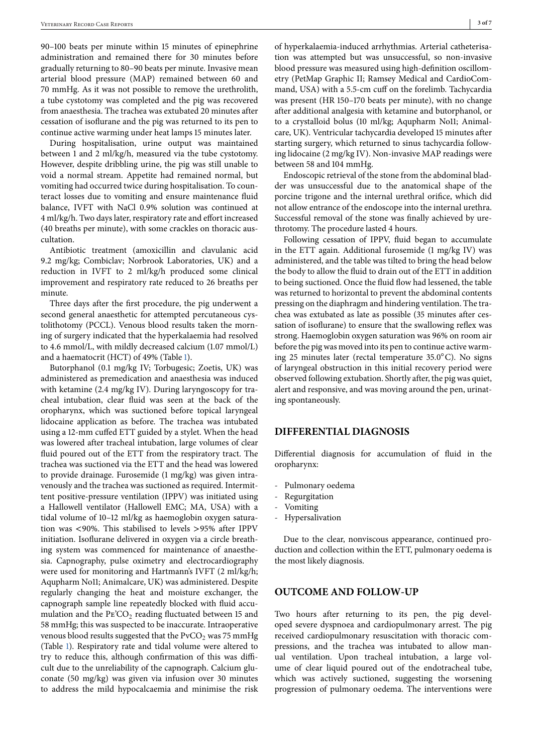90–100 beats per minute within 15 minutes of epinephrine administration and remained there for 30 minutes before gradually returning to 80–90 beats per minute. Invasive mean arterial blood pressure (MAP) remained between 60 and 70 mmHg. As it was not possible to remove the urethrolith, a tube cystotomy was completed and the pig was recovered from anaesthesia. The trachea was extubated 20 minutes after cessation of isoflurane and the pig was returned to its pen to continue active warming under heat lamps 15 minutes later.

During hospitalisation, urine output was maintained between 1 and 2 ml/kg/h, measured via the tube cystotomy. However, despite dribbling urine, the pig was still unable to void a normal stream. Appetite had remained normal, but vomiting had occurred twice during hospitalisation. To counteract losses due to vomiting and ensure maintenance fluid balance, IVFT with NaCl 0.9% solution was continued at 4 ml/kg/h. Two days later, respiratory rate and effort increased (40 breaths per minute), with some crackles on thoracic auscultation.

Antibiotic treatment (amoxicillin and clavulanic acid 9.2 mg/kg; Combiclav; Norbrook Laboratories, UK) and a reduction in IVFT to 2 ml/kg/h produced some clinical improvement and respiratory rate reduced to 26 breaths per minute.

Three days after the first procedure, the pig underwent a second general anaesthetic for attempted percutaneous cystolithotomy (PCCL). Venous blood results taken the morning of surgery indicated that the hyperkalaemia had resolved to 4.6 mmol/L, with mildly decreased calcium (1.07 mmol/L) and a haematocrit (HCT) of 49% (Table 1).

Butorphanol (0.1 mg/kg IV; Torbugesic; Zoetis, UK) was administered as premedication and anaesthesia was induced with ketamine (2.4 mg/kg IV). During laryngoscopy for tracheal intubation, clear fluid was seen at the back of the oropharynx, which was suctioned before topical laryngeal lidocaine application as before. The trachea was intubated using a 12-mm cuffed ETT guided by a stylet. When the head was lowered after tracheal intubation, large volumes of clear fluid poured out of the ETT from the respiratory tract. The trachea was suctioned via the ETT and the head was lowered to provide drainage. Furosemide (1 mg/kg) was given intravenously and the trachea was suctioned as required. Intermittent positive-pressure ventilation (IPPV) was initiated using a Hallowell ventilator (Hallowell EMC; MA, USA) with a tidal volume of 10–12 ml/kg as haemoglobin oxygen saturation was <90%. This stabilised to levels >95% after IPPV initiation. Isoflurane delivered in oxygen via a circle breathing system was commenced for maintenance of anaesthesia. Capnography, pulse oximetry and electrocardiography were used for monitoring and Hartmann's IVFT (2 ml/kg/h; Aqupharm No11; Animalcare, UK) was administered. Despite regularly changing the heat and moisture exchanger, the capnograph sample line repeatedly blocked with fluid accumulation and the PE'$CO_2$ reading fluctuated between 15 and 58 mmHg; this was suspected to be inaccurate. Intraoperative venous blood results suggested that the $PvCO_2$ was 75 mmHg (Table 1). Respiratory rate and tidal volume were altered to try to reduce this, although confirmation of this was difficult due to the unreliability of the capnograph. Calcium gluconate (50 mg/kg) was given via infusion over 30 minutes to address the mild hypocalcaemia and minimise the risk of hyperkalaemia-induced arrhythmias. Arterial catheterisation was attempted but was unsuccessful, so non-invasive blood pressure was measured using high-definition oscillometry (PetMap Graphic II; Ramsey Medical and CardioCommand, USA) with a 5.5-cm cuff on the forelimb. Tachycardia was present (HR 150–170 beats per minute), with no change after additional analgesia with ketamine and butorphanol, or to a crystalloid bolus (10 ml/kg; Aqupharm No11; Animalcare, UK). Ventricular tachycardia developed 15 minutes after starting surgery, which returned to sinus tachycardia following lidocaine (2 mg/kg IV). Non-invasive MAP readings were between 58 and 104 mmHg.

Endoscopic retrieval of the stone from the abdominal bladder was unsuccessful due to the anatomical shape of the porcine trigone and the internal urethral orifice, which did not allow entrance of the endoscope into the internal urethra. Successful removal of the stone was finally achieved by urethrotomy. The procedure lasted 4 hours.

Following cessation of IPPV, fluid began to accumulate in the ETT again. Additional furosemide (1 mg/kg IV) was administered, and the table was tilted to bring the head below the body to allow the fluid to drain out of the ETT in addition to being suctioned. Once the fluid flow had lessened, the table was returned to horizontal to prevent the abdominal contents pressing on the diaphragm and hindering ventilation. The trachea was extubated as late as possible (35 minutes after cessation of isoflurane) to ensure that the swallowing reflex was strong. Haemoglobin oxygen saturation was 96% on room air before the pig was moved into its pen to continue active warming 25 minutes later (rectal temperature 35.0°C). No signs of laryngeal obstruction in this initial recovery period were observed following extubation. Shortly after, the pig was quiet, alert and responsive, and was moving around the pen, urinating spontaneously.

## DIFFERENTIAL DIAGNOSIS

Differential diagnosis for accumulation of fluid in the oropharynx:

- Pulmonary oedema
- Regurgitation
- Vomiting
- Hypersalivation

Due to the clear, nonviscous appearance, continued production and collection within the ETT, pulmonary oedema is the most likely diagnosis.

## OUTCOME AND FOLLOW-UP

Two hours after returning to its pen, the pig developed severe dyspnoea and cardiopulmonary arrest. The pig received cardiopulmonary resuscitation with thoracic compressions, and the trachea was intubated to allow manual ventilation. Upon tracheal intubation, a large volume of clear liquid poured out of the endotracheal tube, which was actively suctioned, suggesting the worsening progression of pulmonary oedema. The interventions were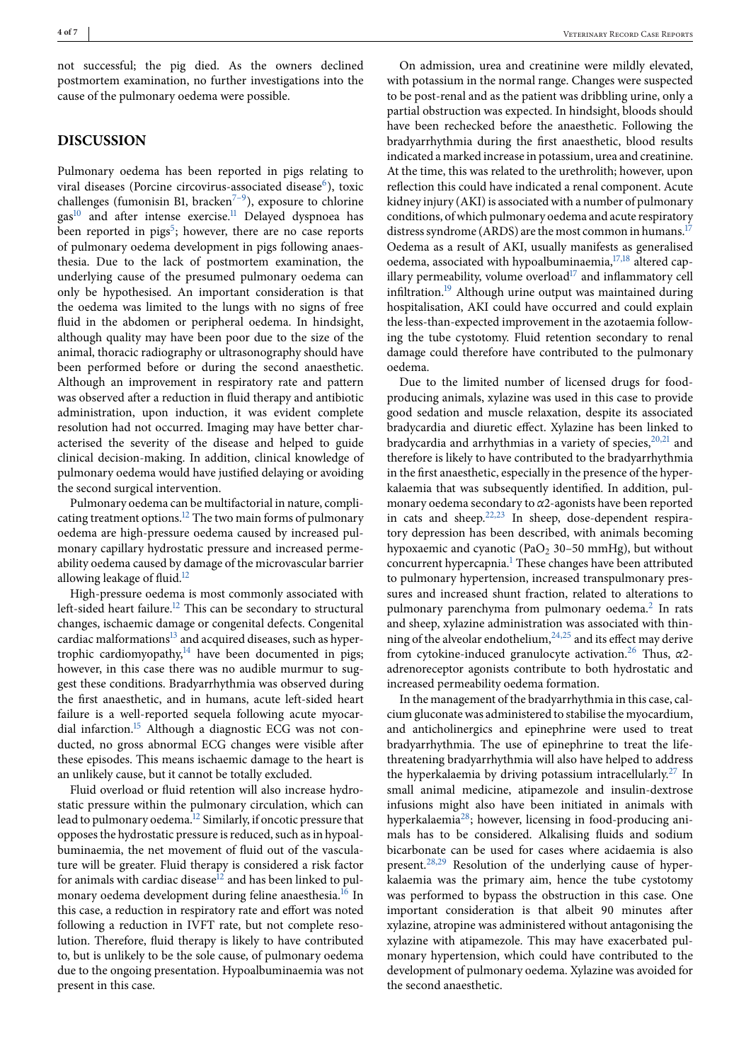not successful; the pig died. As the owners declined postmortem examination, no further investigations into the cause of the pulmonary oedema were possible.

## DISCUSSION

Pulmonary oedema has been reported in pigs relating to viral diseases (Porcine circovirus-associated disease[6]), toxic challenges (fumonisin B1, bracken[7–9]), exposure to chlorine gas[10] and after intense exercise.[11] Delayed dyspnoea has been reported in pigs[5]; however, there are no case reports of pulmonary oedema development in pigs following anaesthesia. Due to the lack of postmortem examination, the underlying cause of the presumed pulmonary oedema can only be hypothesised. An important consideration is that the oedema was limited to the lungs with no signs of free fluid in the abdomen or peripheral oedema. In hindsight, although quality may have been poor due to the size of the animal, thoracic radiography or ultrasonography should have been performed before or during the second anaesthetic. Although an improvement in respiratory rate and pattern was observed after a reduction in fluid therapy and antibiotic administration, upon induction, it was evident complete resolution had not occurred. Imaging may have better characterised the severity of the disease and helped to guide clinical decision-making. In addition, clinical knowledge of pulmonary oedema would have justified delaying or avoiding the second surgical intervention.

Pulmonary oedema can be multifactorial in nature, complicating treatment options.[12] The two main forms of pulmonary oedema are high-pressure oedema caused by increased pulmonary capillary hydrostatic pressure and increased permeability oedema caused by damage of the microvascular barrier allowing leakage of fluid.[12]

High-pressure oedema is most commonly associated with left-sided heart failure.[12] This can be secondary to structural changes, ischaemic damage or congenital defects. Congenital cardiac malformations[13] and acquired diseases, such as hypertrophic cardiomyopathy,[14] have been documented in pigs; however, in this case there was no audible murmur to suggest these conditions. Bradyarrhythmia was observed during the first anaesthetic, and in humans, acute left-sided heart failure is a well-reported sequela following acute myocardial infarction.[15] Although a diagnostic ECG was not conducted, no gross abnormal ECG changes were visible after these episodes. This means ischaemic damage to the heart is an unlikely cause, but it cannot be totally excluded.

Fluid overload or fluid retention will also increase hydrostatic pressure within the pulmonary circulation, which can lead to pulmonary oedema.[12] Similarly, if oncotic pressure that opposes the hydrostatic pressure is reduced, such as in hypoalbuminaemia, the net movement of fluid out of the vasculature will be greater. Fluid therapy is considered a risk factor for animals with cardiac disease[12] and has been linked to pulmonary oedema development during feline anaesthesia.[16] In this case, a reduction in respiratory rate and effort was noted following a reduction in IVFT rate, but not complete resolution. Therefore, fluid therapy is likely to have contributed to, but is unlikely to be the sole cause, of pulmonary oedema due to the ongoing presentation. Hypoalbuminaemia was not present in this case.

On admission, urea and creatinine were mildly elevated, with potassium in the normal range. Changes were suspected to be post-renal and as the patient was dribbling urine, only a partial obstruction was expected. In hindsight, bloods should have been rechecked before the anaesthetic. Following the bradyarrhythmia during the first anaesthetic, blood results indicated a marked increase in potassium, urea and creatinine. At the time, this was related to the urethrolith; however, upon reflection this could have indicated a renal component. Acute kidney injury (AKI) is associated with a number of pulmonary conditions, of which pulmonary oedema and acute respiratory distress syndrome (ARDS) are the most common in humans.[17] Oedema as a result of AKI, usually manifests as generalised oedema, associated with hypoalbuminaemia,[17,18] altered capillary permeability, volume overload[17] and inflammatory cell infiltration.[19] Although urine output was maintained during hospitalisation, AKI could have occurred and could explain the less-than-expected improvement in the azotaemia following the tube cystotomy. Fluid retention secondary to renal damage could therefore have contributed to the pulmonary oedema.

Due to the limited number of licensed drugs for food-producing animals, xylazine was used in this case to provide good sedation and muscle relaxation, despite its associated bradycardia and diuretic effect. Xylazine has been linked to bradycardia and arrhythmias in a variety of species,[20,21] and therefore is likely to have contributed to the bradyarrhythmia in the first anaesthetic, especially in the presence of the hyperkalaemia that was subsequently identified. In addition, pulmonary oedema secondary to $\alpha$2-agonists have been reported in cats and sheep.[22,23] In sheep, dose-dependent respiratory depression has been described, with animals becoming hypoxaemic and cyanotic ($PaO_2$ 30–50 mmHg), but without concurrent hypercapnia.[1] These changes have been attributed to pulmonary hypertension, increased transpulmonary pressures and increased shunt fraction, related to alterations to pulmonary parenchyma from pulmonary oedema.[2] In rats and sheep, xylazine administration was associated with thinning of the alveolar endothelium,[24,25] and its effect may derive from cytokine-induced granulocyte activation.[26] Thus, $\alpha$2-adrenoreceptor agonists contribute to both hydrostatic and increased permeability oedema formation.

In the management of the bradyarrhythmia in this case, calcium gluconate was administered to stabilise the myocardium, and anticholinergics and epinephrine were used to treat bradyarrhythmia. The use of epinephrine to treat the life-threatening bradyarrhythmia will also have helped to address the hyperkalaemia by driving potassium intracellularly.[27] In small animal medicine, atipamezole and insulin-dextrose infusions might also have been initiated in animals with hyperkalaemia[28]; however, licensing in food-producing animals has to be considered. Alkalising fluids and sodium bicarbonate can be used for cases where acidaemia is also present.[28,29] Resolution of the underlying cause of hyperkalaemia was the primary aim, hence the tube cystotomy was performed to bypass the obstruction in this case. One important consideration is that albeit 90 minutes after xylazine, atropine was administered without antagonising the xylazine with atipamezole. This may have exacerbated pulmonary hypertension, which could have contributed to the development of pulmonary oedema. Xylazine was avoided for the second anaesthetic.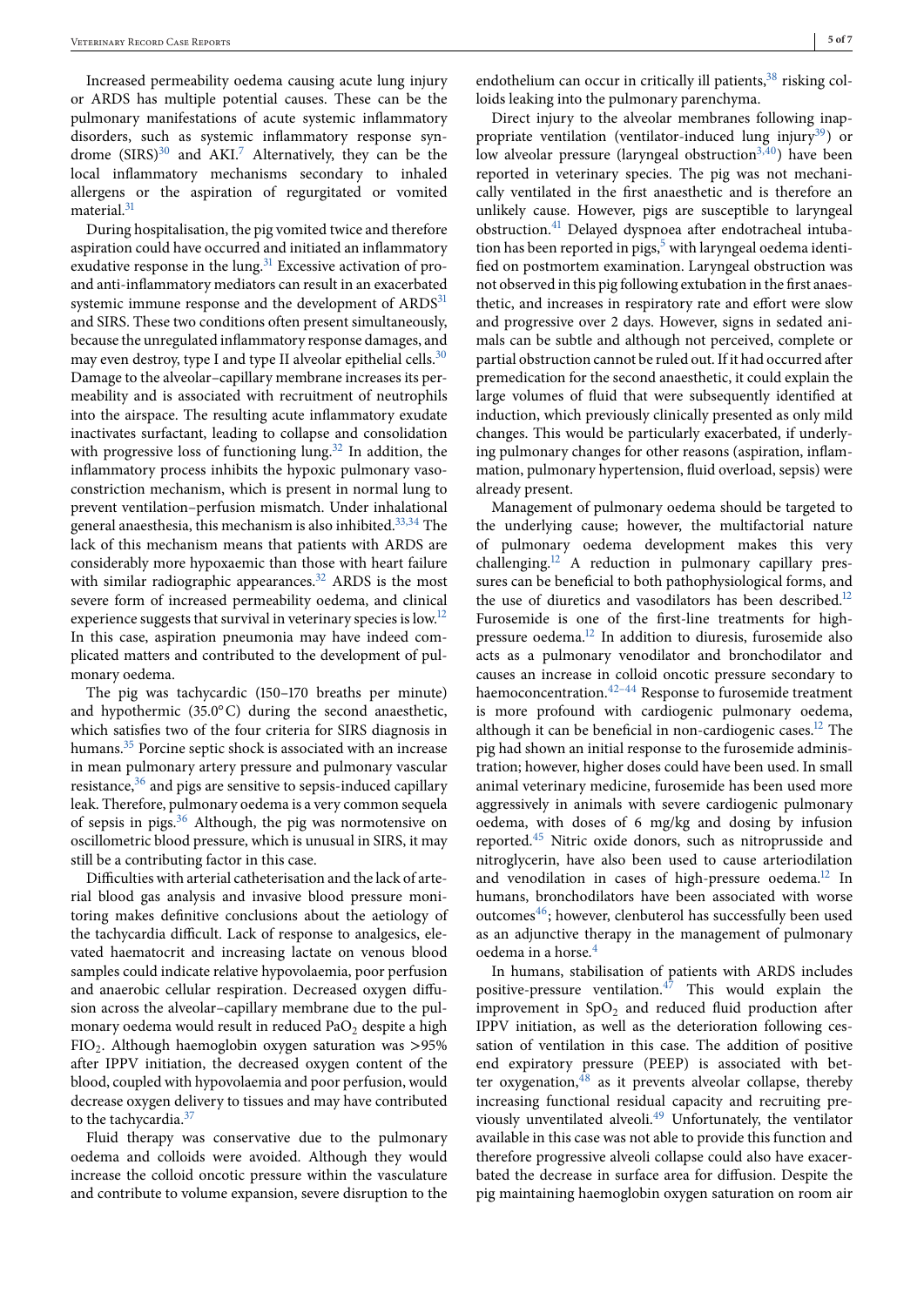Increased permeability oedema causing acute lung injury or ARDS has multiple potential causes. These can be the pulmonary manifestations of acute systemic inflammatory disorders, such as systemic inflammatory response syndrome (SIRS)[30] and AKI.[7] Alternatively, they can be the local inflammatory mechanisms secondary to inhaled allergens or the aspiration of regurgitated or vomited material.[31]

During hospitalisation, the pig vomited twice and therefore aspiration could have occurred and initiated an inflammatory exudative response in the lung.[31] Excessive activation of pro- and anti-inflammatory mediators can result in an exacerbated systemic immune response and the development of ARDS[31] and SIRS. These two conditions often present simultaneously, because the unregulated inflammatory response damages, and may even destroy, type I and type II alveolar epithelial cells.[30] Damage to the alveolar–capillary membrane increases its permeability and is associated with recruitment of neutrophils into the airspace. The resulting acute inflammatory exudate inactivates surfactant, leading to collapse and consolidation with progressive loss of functioning lung.[32] In addition, the inflammatory process inhibits the hypoxic pulmonary vasoconstriction mechanism, which is present in normal lung to prevent ventilation–perfusion mismatch. Under inhalational general anaesthesia, this mechanism is also inhibited.[33,34] The lack of this mechanism means that patients with ARDS are considerably more hypoxaemic than those with heart failure with similar radiographic appearances.[32] ARDS is the most severe form of increased permeability oedema, and clinical experience suggests that survival in veterinary species is low.[12] In this case, aspiration pneumonia may have indeed complicated matters and contributed to the development of pulmonary oedema.

The pig was tachycardic (150–170 breaths per minute) and hypothermic (35.0°C) during the second anaesthetic, which satisfies two of the four criteria for SIRS diagnosis in humans.[35] Porcine septic shock is associated with an increase in mean pulmonary artery pressure and pulmonary vascular resistance,[36] and pigs are sensitive to sepsis-induced capillary leak. Therefore, pulmonary oedema is a very common sequela of sepsis in pigs.[36] Although, the pig was normotensive on oscillometric blood pressure, which is unusual in SIRS, it may still be a contributing factor in this case.

Difficulties with arterial catheterisation and the lack of arterial blood gas analysis and invasive blood pressure monitoring makes definitive conclusions about the aetiology of the tachycardia difficult. Lack of response to analgesics, elevated haematocrit and increasing lactate on venous blood samples could indicate relative hypovolaemia, poor perfusion and anaerobic cellular respiration. Decreased oxygen diffusion across the alveolar–capillary membrane due to the pulmonary oedema would result in reduced $PaO_2$ despite a high $FIO_2$. Although haemoglobin oxygen saturation was >95% after IPPV initiation, the decreased oxygen content of the blood, coupled with hypovolaemia and poor perfusion, would decrease oxygen delivery to tissues and may have contributed to the tachycardia.[37]

Fluid therapy was conservative due to the pulmonary oedema and colloids were avoided. Although they would increase the colloid oncotic pressure within the vasculature and contribute to volume expansion, severe disruption to the endothelium can occur in critically ill patients,[38] risking colloids leaking into the pulmonary parenchyma.

Direct injury to the alveolar membranes following inappropriate ventilation (ventilator-induced lung injury[39]) or low alveolar pressure (laryngeal obstruction[3,40]) have been reported in veterinary species. The pig was not mechanically ventilated in the first anaesthetic and is therefore an unlikely cause. However, pigs are susceptible to laryngeal obstruction.[41] Delayed dyspnoea after endotracheal intubation has been reported in pigs,[5] with laryngeal oedema identified on postmortem examination. Laryngeal obstruction was not observed in this pig following extubation in the first anaesthetic, and increases in respiratory rate and effort were slow and progressive over 2 days. However, signs in sedated animals can be subtle and although not perceived, complete or partial obstruction cannot be ruled out. If it had occurred after premedication for the second anaesthetic, it could explain the large volumes of fluid that were subsequently identified at induction, which previously clinically presented as only mild changes. This would be particularly exacerbated, if underlying pulmonary changes for other reasons (aspiration, inflammation, pulmonary hypertension, fluid overload, sepsis) were already present.

Management of pulmonary oedema should be targeted to the underlying cause; however, the multifactorial nature of pulmonary oedema development makes this very challenging.[12] A reduction in pulmonary capillary pressures can be beneficial to both pathophysiological forms, and the use of diuretics and vasodilators has been described.[12] Furosemide is one of the first-line treatments for high-pressure oedema.[12] In addition to diuresis, furosemide also acts as a pulmonary venodilator and bronchodilator and causes an increase in colloid oncotic pressure secondary to haemoconcentration.[42–44] Response to furosemide treatment is more profound with cardiogenic pulmonary oedema, although it can be beneficial in non-cardiogenic cases.[12] The pig had shown an initial response to the furosemide administration; however, higher doses could have been used. In small animal veterinary medicine, furosemide has been used more aggressively in animals with severe cardiogenic pulmonary oedema, with doses of 6 mg/kg and dosing by infusion reported.[45] Nitric oxide donors, such as nitroprusside and nitroglycerin, have also been used to cause arteriodilation and venodilation in cases of high-pressure oedema.[12] In humans, bronchodilators have been associated with worse outcomes[46]; however, clenbuterol has successfully been used as an adjunctive therapy in the management of pulmonary oedema in a horse.[4]

In humans, stabilisation of patients with ARDS includes positive-pressure ventilation.[47] This would explain the improvement in $SpO_2$ and reduced fluid production after IPPV initiation, as well as the deterioration following cessation of ventilation in this case. The addition of positive end expiratory pressure (PEEP) is associated with better oxygenation,[48] as it prevents alveolar collapse, thereby increasing functional residual capacity and recruiting previously unventilated alveoli.[49] Unfortunately, the ventilator available in this case was not able to provide this function and therefore progressive alveoli collapse could also have exacerbated the decrease in surface area for diffusion. Despite the pig maintaining haemoglobin oxygen saturation on room air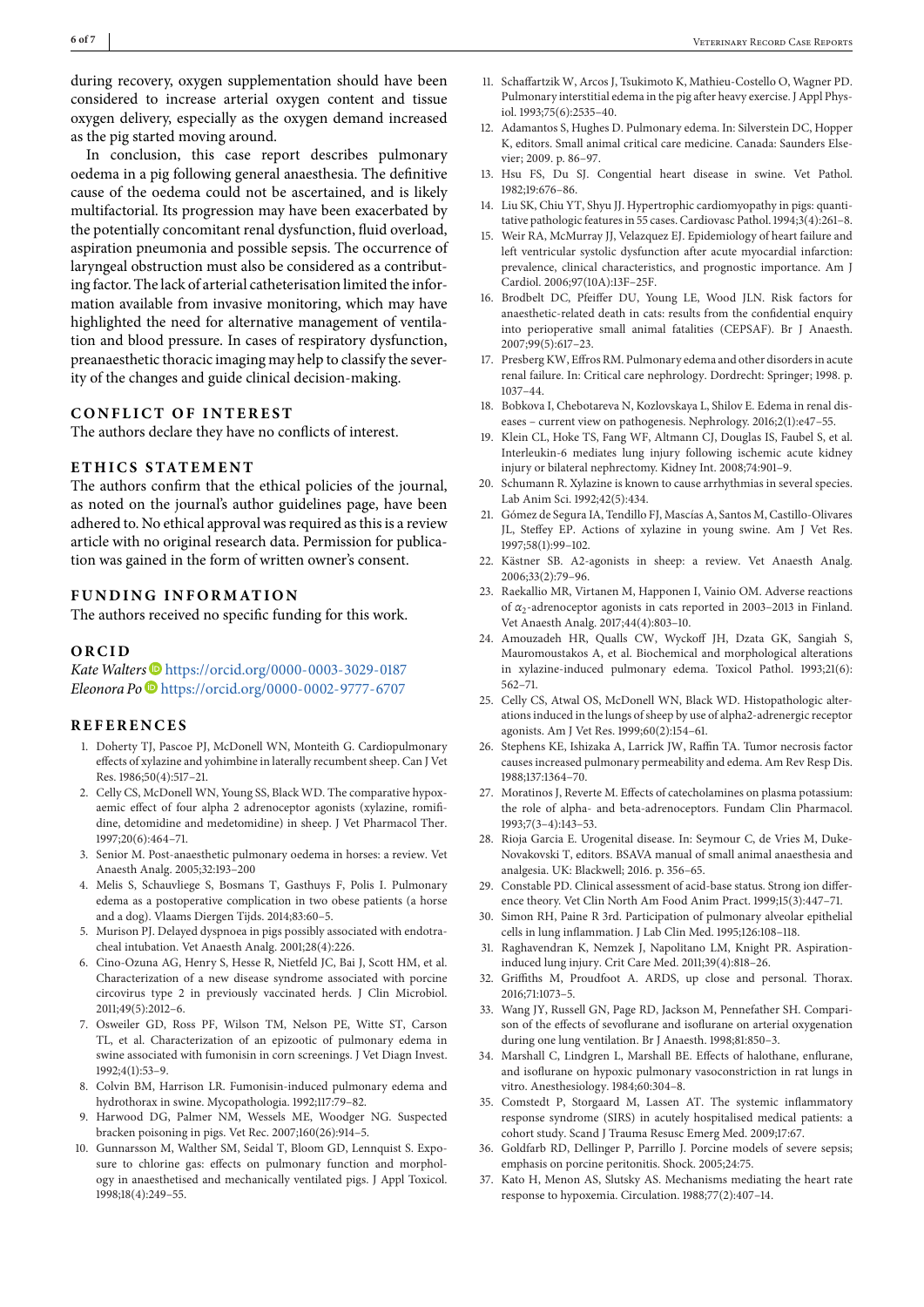during recovery, oxygen supplementation should have been considered to increase arterial oxygen content and tissue oxygen delivery, especially as the oxygen demand increased as the pig started moving around.

In conclusion, this case report describes pulmonary oedema in a pig following general anaesthesia. The definitive cause of the oedema could not be ascertained, and is likely multifactorial. Its progression may have been exacerbated by the potentially concomitant renal dysfunction, fluid overload, aspiration pneumonia and possible sepsis. The occurrence of laryngeal obstruction must also be considered as a contributing factor. The lack of arterial catheterisation limited the information available from invasive monitoring, which may have highlighted the need for alternative management of ventilation and blood pressure. In cases of respiratory dysfunction, preanaesthetic thoracic imaging may help to classify the severity of the changes and guide clinical decision-making.

## CONFLICT OF INTEREST

The authors declare they have no conflicts of interest.

## ETHICS STATEMENT

The authors confirm that the ethical policies of the journal, as noted on the journal's author guidelines page, have been adhered to. No ethical approval was required as this is a review article with no original research data. Permission for publication was gained in the form of written owner's consent.

## FUNDING INFORMATION

The authors received no specific funding for this work.

## ORCID

*Kate Walters* https://orcid.org/0000-0003-3029-0187
*Eleonora Po* https://orcid.org/0000-0002-9777-6707

## REFERENCES

1. Doherty TJ, Pascoe PJ, McDonell WN, Monteith G. Cardiopulmonary effects of xylazine and yohimbine in laterally recumbent sheep. Can J Vet Res. 1986;50(4):517–21.
2. Celly CS, McDonell WN, Young SS, Black WD. The comparative hypoxaemic effect of four alpha 2 adrenoceptor agonists (xylazine, romifidine, detomidine and medetomidine) in sheep. J Vet Pharmacol Ther. 1997;20(6):464–71.
3. Senior M. Post-anaesthetic pulmonary oedema in horses: a review. Vet Anaesth Analg. 2005;32:193–200
4. Melis S, Schauvliege S, Bosmans T, Gasthuys F, Polis I. Pulmonary edema as a postoperative complication in two obese patients (a horse and a dog). Vlaams Diergen Tijds. 2014;83:60–5.
5. Murison PJ. Delayed dyspnoea in pigs possibly associated with endotracheal intubation. Vet Anaesth Analg. 2001;28(4):226.
6. Cino-Ozuna AG, Henry S, Hesse R, Nietfeld JC, Bai J, Scott HM, et al. Characterization of a new disease syndrome associated with porcine circovirus type 2 in previously vaccinated herds. J Clin Microbiol. 2011;49(5):2012–6.
7. Osweiler GD, Ross PF, Wilson TM, Nelson PE, Witte ST, Carson TL, et al. Characterization of an epizootic of pulmonary edema in swine associated with fumonisin in corn screenings. J Vet Diagn Invest. 1992;4(1):53–9.
8. Colvin BM, Harrison LR. Fumonisin-induced pulmonary edema and hydrothorax in swine. Mycopathologia. 1992;117:79–82.
9. Harwood DG, Palmer NM, Wessels ME, Woodger NG. Suspected bracken poisoning in pigs. Vet Rec. 2007;160(26):914–5.
10. Gunnarsson M, Walther SM, Seidal T, Bloom GD, Lennquist S. Exposure to chlorine gas: effects on pulmonary function and morphology in anaesthetised and mechanically ventilated pigs. J Appl Toxicol. 1998;18(4):249–55.
11. Schaffartzik W, Arcos J, Tsukimoto K, Mathieu-Costello O, Wagner PD. Pulmonary interstitial edema in the pig after heavy exercise. J Appl Physiol. 1993;75(6):2535–40.
12. Adamantos S, Hughes D. Pulmonary edema. In: Silverstein DC, Hopper K, editors. Small animal critical care medicine. Canada: Saunders Elsevier; 2009. p. 86–97.
13. Hsu FS, Du SJ. Congential heart disease in swine. Vet Pathol. 1982;19:676–86.
14. Liu SK, Chiu YT, Shyu JJ. Hypertrophic cardiomyopathy in pigs: quantitative pathologic features in 55 cases. Cardiovasc Pathol. 1994;3(4):261–8.
15. Weir RA, McMurray JJ, Velazquez EJ. Epidemiology of heart failure and left ventricular systolic dysfunction after acute myocardial infarction: prevalence, clinical characteristics, and prognostic importance. Am J Cardiol. 2006;97(10A):13F–25F.
16. Brodbelt DC, Pfeiffer DU, Young LE, Wood JLN. Risk factors for anaesthetic-related death in cats: results from the confidential enquiry into perioperative small animal fatalities (CEPSAF). Br J Anaesth. 2007;99(5):617–23.
17. Presberg KW, Effros RM. Pulmonary edema and other disorders in acute renal failure. In: Critical care nephrology. Dordrecht: Springer; 1998. p. 1037–44.
18. Bobkova I, Chebotareva N, Kozlovskaya L, Shilov E. Edema in renal diseases – current view on pathogenesis. Nephrology. 2016;2(1):e47–55.
19. Klein CL, Hoke TS, Fang WF, Altmann CJ, Douglas IS, Faubel S, et al. Interleukin-6 mediates lung injury following ischemic acute kidney injury or bilateral nephrectomy. Kidney Int. 2008;74:901–9.
20. Schumann R. Xylazine is known to cause arrhythmias in several species. Lab Anim Sci. 1992;42(5):434.
21. Gómez de Segura IA, Tendillo FJ, Mascías A, Santos M, Castillo-Olivares JL, Steffey EP. Actions of xylazine in young swine. Am J Vet Res. 1997;58(1):99–102.
22. Kästner SB. A2-agonists in sheep: a review. Vet Anaesth Analg. 2006;33(2):79–96.
23. Raekallio MR, Virtanen M, Happonen I, Vainio OM. Adverse reactions of $\alpha_2$-adrenoceptor agonists in cats reported in 2003–2013 in Finland. Vet Anaesth Analg. 2017;44(4):803–10.
24. Amouzadeh HR, Qualls CW, Wyckoff JH, Dzata GK, Sangiah S, Mauromoustakos A, et al. Biochemical and morphological alterations in xylazine-induced pulmonary edema. Toxicol Pathol. 1993;21(6):562–71.
25. Celly CS, Atwal OS, McDonell WN, Black WD. Histopathologic alterations induced in the lungs of sheep by use of alpha2-adrenergic receptor agonists. Am J Vet Res. 1999;60(2):154–61.
26. Stephens KE, Ishizaka A, Larrick JW, Raffin TA. Tumor necrosis factor causes increased pulmonary permeability and edema. Am Rev Resp Dis. 1988;137:1364–70.
27. Moratinos J, Reverte M. Effects of catecholamines on plasma potassium: the role of alpha- and beta-adrenoceptors. Fundam Clin Pharmacol. 1993;7(3–4):143–53.
28. Rioja Garcia E. Urogenital disease. In: Seymour C, de Vries M, Duke-Novakovski T, editors. BSAVA manual of small animal anaesthesia and analgesia. UK: Blackwell; 2016. p. 356–65.
29. Constable PD. Clinical assessment of acid-base status. Strong ion difference theory. Vet Clin North Am Food Anim Pract. 1999;15(3):447–71.
30. Simon RH, Paine R 3rd. Participation of pulmonary alveolar epithelial cells in lung inflammation. J Lab Clin Med. 1995;126:108–118.
31. Raghavendran K, Nemzek J, Napolitano LM, Knight PR. Aspiration-induced lung injury. Crit Care Med. 2011;39(4):818–26.
32. Griffiths M, Proudfoot A. ARDS, up close and personal. Thorax. 2016;71:1073–5.
33. Wang JY, Russell GN, Page RD, Jackson M, Pennefather SH. Comparison of the effects of sevoflurane and isoflurane on arterial oxygenation during one lung ventilation. Br J Anaesth. 1998;81:850–3.
34. Marshall C, Lindgren L, Marshall BE. Effects of halothane, enflurane, and isoflurane on hypoxic pulmonary vasoconstriction in rat lungs in vitro. Anesthesiology. 1984;60:304–8.
35. Comstedt P, Storgaard M, Lassen AT. The systemic inflammatory response syndrome (SIRS) in acutely hospitalised medical patients: a cohort study. Scand J Trauma Resusc Emerg Med. 2009;17:67.
36. Goldfarb RD, Dellinger P, Parrillo J. Porcine models of severe sepsis; emphasis on porcine peritonitis. Shock. 2005;24:75.
37. Kato H, Menon AS, Slutsky AS. Mechanisms mediating the heart rate response to hypoxemia. Circulation. 1988;77(2):407–14.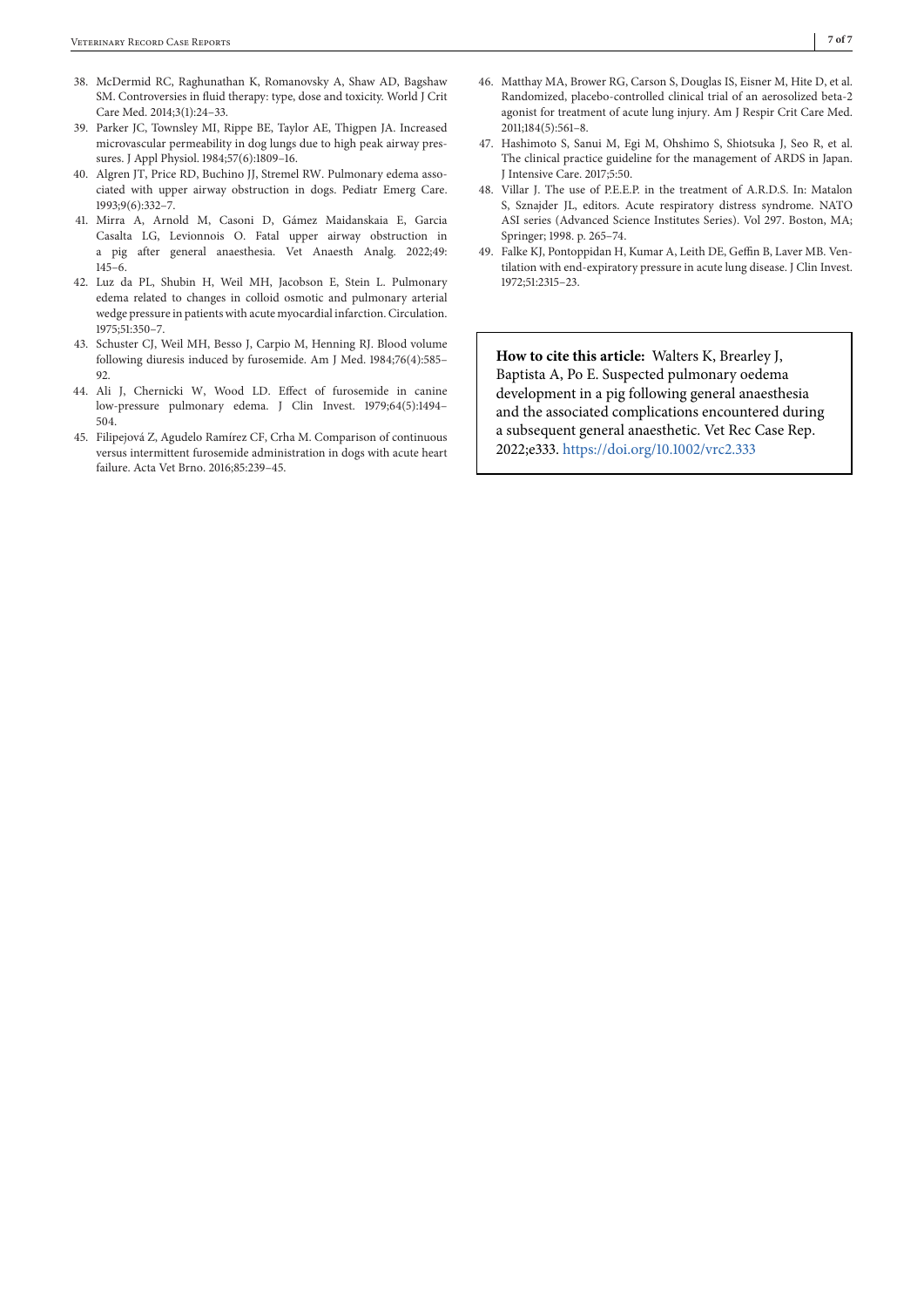38. McDermid RC, Raghunathan K, Romanovsky A, Shaw AD, Bagshaw SM. Controversies in fluid therapy: type, dose and toxicity. World J Crit Care Med. 2014;3(1):24–33.
39. Parker JC, Townsley MI, Rippe BE, Taylor AE, Thigpen JA. Increased microvascular permeability in dog lungs due to high peak airway pressures. J Appl Physiol. 1984;57(6):1809–16.
40. Algren JT, Price RD, Buchino JJ, Stremel RW. Pulmonary edema associated with upper airway obstruction in dogs. Pediatr Emerg Care. 1993;9(6):332–7.
41. Mirra A, Arnold M, Casoni D, Gámez Maidanskaia E, Garcia Casalta LG, Levionnois O. Fatal upper airway obstruction in a pig after general anaesthesia. Vet Anaesth Analg. 2022;49: 145–6.
42. Luz da PL, Shubin H, Weil MH, Jacobson E, Stein L. Pulmonary edema related to changes in colloid osmotic and pulmonary arterial wedge pressure in patients with acute myocardial infarction. Circulation. 1975;51:350–7.
43. Schuster CJ, Weil MH, Besso J, Carpio M, Henning RJ. Blood volume following diuresis induced by furosemide. Am J Med. 1984;76(4):585–92.
44. Ali J, Chernicki W, Wood LD. Effect of furosemide in canine low-pressure pulmonary edema. J Clin Invest. 1979;64(5):1494–504.
45. Filipejová Z, Agudelo Ramírez CF, Crha M. Comparison of continuous versus intermittent furosemide administration in dogs with acute heart failure. Acta Vet Brno. 2016;85:239–45.
46. Matthay MA, Brower RG, Carson S, Douglas IS, Eisner M, Hite D, et al. Randomized, placebo-controlled clinical trial of an aerosolized beta-2 agonist for treatment of acute lung injury. Am J Respir Crit Care Med. 2011;184(5):561–8.
47. Hashimoto S, Sanui M, Egi M, Ohshimo S, Shiotsuka J, Seo R, et al. The clinical practice guideline for the management of ARDS in Japan. J Intensive Care. 2017;5:50.
48. Villar J. The use of P.E.E.P. in the treatment of A.R.D.S. In: Matalon S, Sznajder JL, editors. Acute respiratory distress syndrome. NATO ASI series (Advanced Science Institutes Series). Vol 297. Boston, MA; Springer; 1998. p. 265–74.
49. Falke KJ, Pontoppidan H, Kumar A, Leith DE, Geffin B, Laver MB. Ventilation with end-expiratory pressure in acute lung disease. J Clin Invest. 1972;51:2315–23.

**How to cite this article:** Walters K, Brearley J, Baptista A, Po E. Suspected pulmonary oedema development in a pig following general anaesthesia and the associated complications encountered during a subsequent general anaesthetic. Vet Rec Case Rep. 2022;e333. https://doi.org/10.1002/vrc2.333